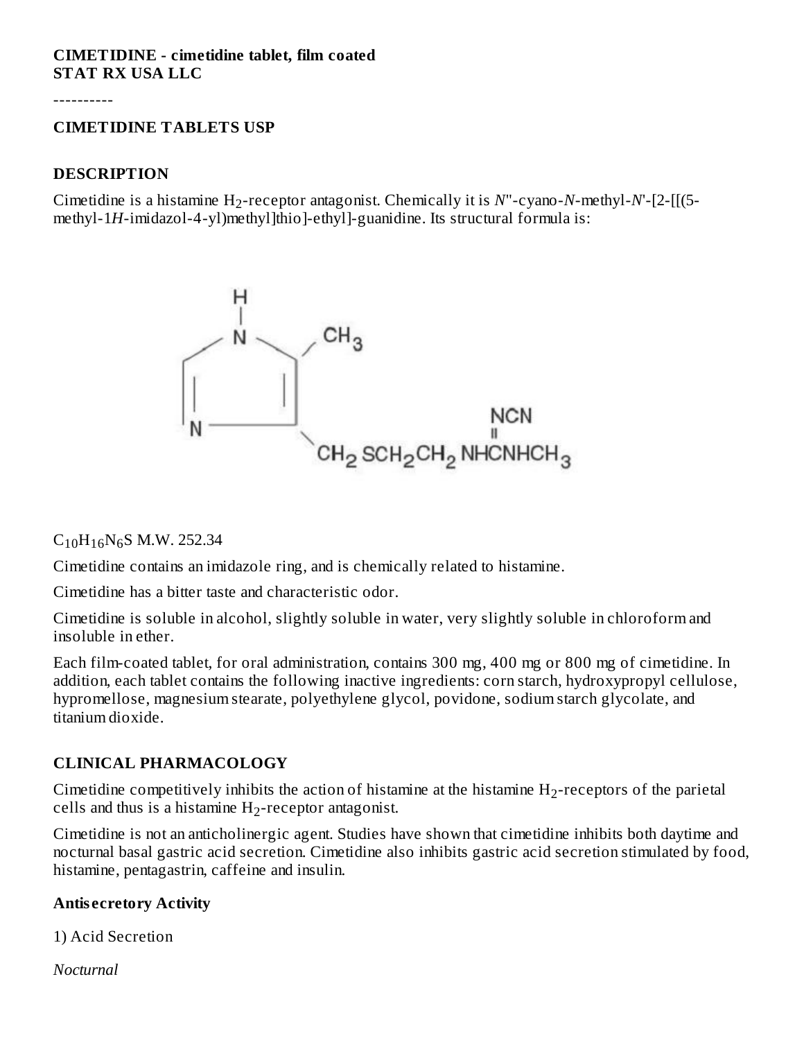**CIMETIDINE - cimetidine tablet, film coated**
**STAT RX USA LLC**

----------

**CIMETIDINE TABLETS USP**

## DESCRIPTION

Cimetidine is a histamine $H_2$-receptor antagonist. Chemically it is *N*"-cyano-*N*-methyl-*N*'-[2-[[(5-methyl-1*H*-imidazol-4-yl)methyl]thio]-ethyl]-guanidine. Its structural formula is:

$C_{10}H_{16}N_6S$ M.W. 252.34

Cimetidine contains an imidazole ring, and is chemically related to histamine.

Cimetidine has a bitter taste and characteristic odor.

Cimetidine is soluble in alcohol, slightly soluble in water, very slightly soluble in chloroform and insoluble in ether.

Each film-coated tablet, for oral administration, contains 300 mg, 400 mg or 800 mg of cimetidine. In addition, each tablet contains the following inactive ingredients: corn starch, hydroxypropyl cellulose, hypromellose, magnesium stearate, polyethylene glycol, povidone, sodium starch glycolate, and titanium dioxide.

## CLINICAL PHARMACOLOGY

Cimetidine competitively inhibits the action of histamine at the histamine $H_2$-receptors of the parietal cells and thus is a histamine $H_2$-receptor antagonist.

Cimetidine is not an anticholinergic agent. Studies have shown that cimetidine inhibits both daytime and nocturnal basal gastric acid secretion. Cimetidine also inhibits gastric acid secretion stimulated by food, histamine, pentagastrin, caffeine and insulin.

### Antisecretory Activity

1) Acid Secretion

*Nocturnal*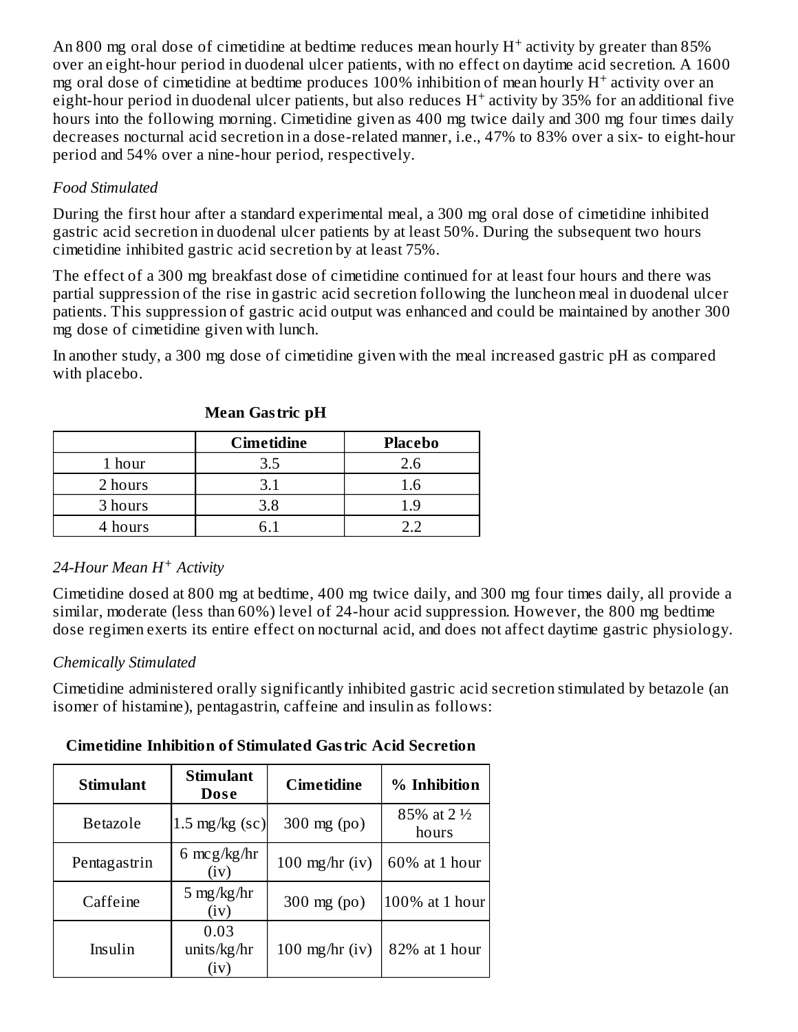An 800 mg oral dose of cimetidine at bedtime reduces mean hourly $H^+$ activity by greater than 85% over an eight-hour period in duodenal ulcer patients, with no effect on daytime acid secretion. A 1600 mg oral dose of cimetidine at bedtime produces 100% inhibition of mean hourly $H^+$ activity over an eight-hour period in duodenal ulcer patients, but also reduces $H^+$ activity by 35% for an additional five hours into the following morning. Cimetidine given as 400 mg twice daily and 300 mg four times daily decreases nocturnal acid secretion in a dose-related manner, i.e., 47% to 83% over a six- to eight-hour period and 54% over a nine-hour period, respectively.

*Food Stimulated*

During the first hour after a standard experimental meal, a 300 mg oral dose of cimetidine inhibited gastric acid secretion in duodenal ulcer patients by at least 50%. During the subsequent two hours cimetidine inhibited gastric acid secretion by at least 75%.

The effect of a 300 mg breakfast dose of cimetidine continued for at least four hours and there was partial suppression of the rise in gastric acid secretion following the luncheon meal in duodenal ulcer patients. This suppression of gastric acid output was enhanced and could be maintained by another 300 mg dose of cimetidine given with lunch.

In another study, a 300 mg dose of cimetidine given with the meal increased gastric pH as compared with placebo.

**Mean Gastric pH**

| | Cimetidine | Placebo |
|---|---|---|
| 1 hour | 3.5 | 2.6 |
| 2 hours | 3.1 | 1.6 |
| 3 hours | 3.8 | 1.9 |
| 4 hours | 6.1 | 2.2 |

*24-Hour Mean $H^+$ Activity*

Cimetidine dosed at 800 mg at bedtime, 400 mg twice daily, and 300 mg four times daily, all provide a similar, moderate (less than 60%) level of 24-hour acid suppression. However, the 800 mg bedtime dose regimen exerts its entire effect on nocturnal acid, and does not affect daytime gastric physiology.

*Chemically Stimulated*

Cimetidine administered orally significantly inhibited gastric acid secretion stimulated by betazole (an isomer of histamine), pentagastrin, caffeine and insulin as follows:

**Cimetidine Inhibition of Stimulated Gastric Acid Secretion**

| Stimulant | Stimulant Dose | Cimetidine | % Inhibition |
|---|---|---|---|
| Betazole | 1.5 mg/kg (sc) | 300 mg (po) | 85% at 2 ½ hours |
| Pentagastrin | 6 mcg/kg/hr (iv) | 100 mg/hr (iv) | 60% at 1 hour |
| Caffeine | 5 mg/kg/hr (iv) | 300 mg (po) | 100% at 1 hour |
| Insulin | 0.03 units/kg/hr (iv) | 100 mg/hr (iv) | 82% at 1 hour |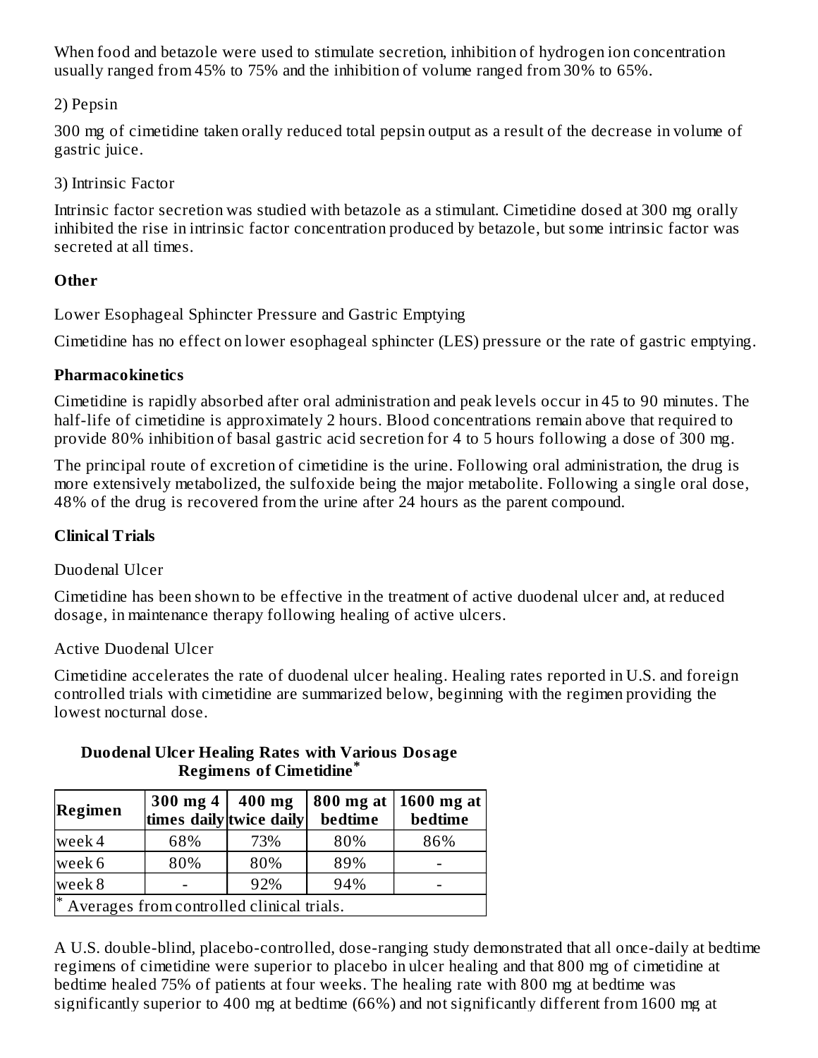When food and betazole were used to stimulate secretion, inhibition of hydrogen ion concentration usually ranged from 45% to 75% and the inhibition of volume ranged from 30% to 65%.

2) Pepsin

300 mg of cimetidine taken orally reduced total pepsin output as a result of the decrease in volume of gastric juice.

3) Intrinsic Factor

Intrinsic factor secretion was studied with betazole as a stimulant. Cimetidine dosed at 300 mg orally inhibited the rise in intrinsic factor concentration produced by betazole, but some intrinsic factor was secreted at all times.

**Other**

Lower Esophageal Sphincter Pressure and Gastric Emptying

Cimetidine has no effect on lower esophageal sphincter (LES) pressure or the rate of gastric emptying.

**Pharmacokinetics**

Cimetidine is rapidly absorbed after oral administration and peak levels occur in 45 to 90 minutes. The half-life of cimetidine is approximately 2 hours. Blood concentrations remain above that required to provide 80% inhibition of basal gastric acid secretion for 4 to 5 hours following a dose of 300 mg.

The principal route of excretion of cimetidine is the urine. Following oral administration, the drug is more extensively metabolized, the sulfoxide being the major metabolite. Following a single oral dose, 48% of the drug is recovered from the urine after 24 hours as the parent compound.

**Clinical Trials**

Duodenal Ulcer

Cimetidine has been shown to be effective in the treatment of active duodenal ulcer and, at reduced dosage, in maintenance therapy following healing of active ulcers.

Active Duodenal Ulcer

Cimetidine accelerates the rate of duodenal ulcer healing. Healing rates reported in U.S. and foreign controlled trials with cimetidine are summarized below, beginning with the regimen providing the lowest nocturnal dose.

**Duodenal Ulcer Healing Rates with Various Dosage Regimens of Cimetidine***

| Regimen | 300 mg 4 times daily | 400 mg twice daily | 800 mg at bedtime | 1600 mg at bedtime |
|---|---|---|---|---|
| week 4 | 68% | 73% | 80% | 86% |
| week 6 | 80% | 80% | 89% | - |
| week 8 | - | 92% | 94% | - |

\* Averages from controlled clinical trials.

A U.S. double-blind, placebo-controlled, dose-ranging study demonstrated that all once-daily at bedtime regimens of cimetidine were superior to placebo in ulcer healing and that 800 mg of cimetidine at bedtime healed 75% of patients at four weeks. The healing rate with 800 mg at bedtime was significantly superior to 400 mg at bedtime (66%) and not significantly different from 1600 mg at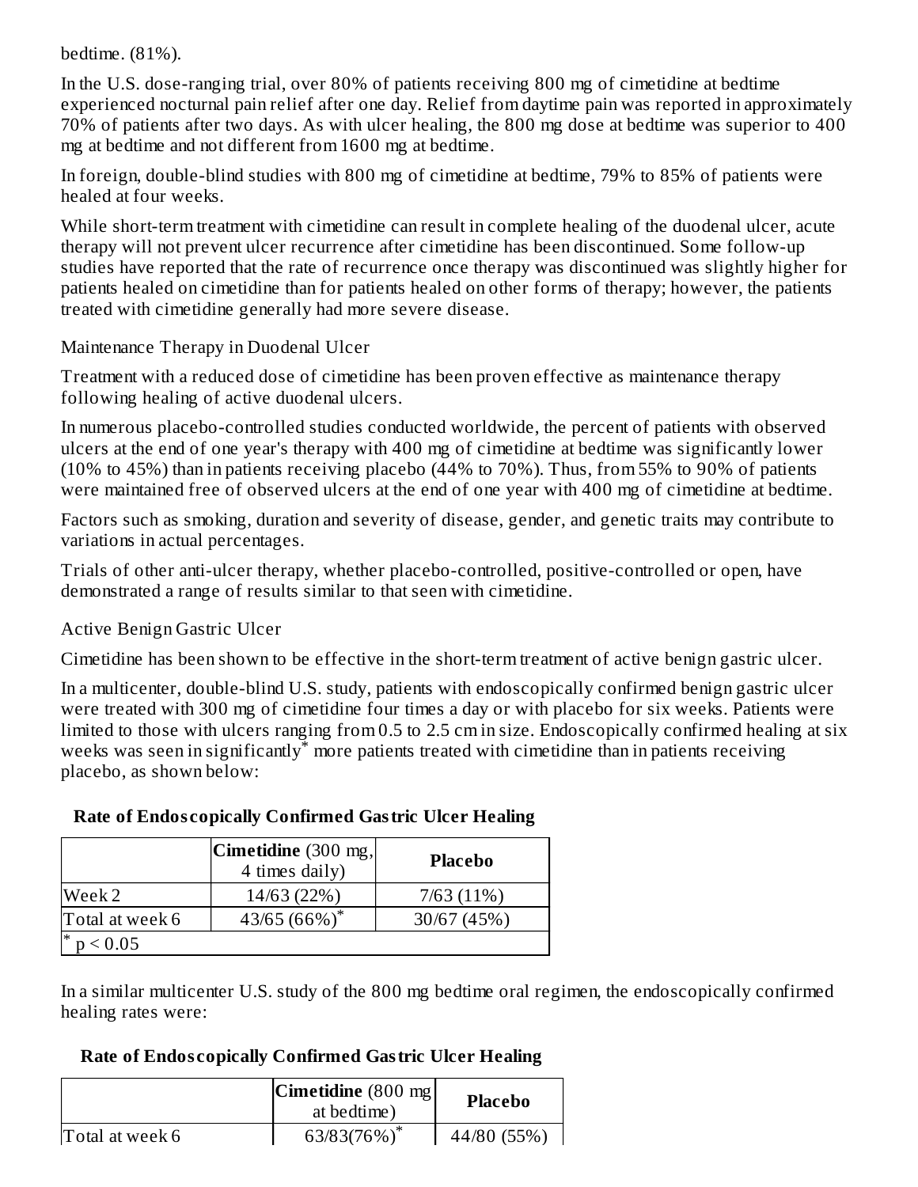bedtime. (81%).

In the U.S. dose-ranging trial, over 80% of patients receiving 800 mg of cimetidine at bedtime experienced nocturnal pain relief after one day. Relief from daytime pain was reported in approximately 70% of patients after two days. As with ulcer healing, the 800 mg dose at bedtime was superior to 400 mg at bedtime and not different from 1600 mg at bedtime.

In foreign, double-blind studies with 800 mg of cimetidine at bedtime, 79% to 85% of patients were healed at four weeks.

While short-term treatment with cimetidine can result in complete healing of the duodenal ulcer, acute therapy will not prevent ulcer recurrence after cimetidine has been discontinued. Some follow-up studies have reported that the rate of recurrence once therapy was discontinued was slightly higher for patients healed on cimetidine than for patients healed on other forms of therapy; however, the patients treated with cimetidine generally had more severe disease.

Maintenance Therapy in Duodenal Ulcer

Treatment with a reduced dose of cimetidine has been proven effective as maintenance therapy following healing of active duodenal ulcers.

In numerous placebo-controlled studies conducted worldwide, the percent of patients with observed ulcers at the end of one year's therapy with 400 mg of cimetidine at bedtime was significantly lower (10% to 45%) than in patients receiving placebo (44% to 70%). Thus, from 55% to 90% of patients were maintained free of observed ulcers at the end of one year with 400 mg of cimetidine at bedtime.

Factors such as smoking, duration and severity of disease, gender, and genetic traits may contribute to variations in actual percentages.

Trials of other anti-ulcer therapy, whether placebo-controlled, positive-controlled or open, have demonstrated a range of results similar to that seen with cimetidine.

Active Benign Gastric Ulcer

Cimetidine has been shown to be effective in the short-term treatment of active benign gastric ulcer.

In a multicenter, double-blind U.S. study, patients with endoscopically confirmed benign gastric ulcer were treated with 300 mg of cimetidine four times a day or with placebo for six weeks. Patients were limited to those with ulcers ranging from 0.5 to 2.5 cm in size. Endoscopically confirmed healing at six weeks was seen in significantly* more patients treated with cimetidine than in patients receiving placebo, as shown below:

**Rate of Endoscopically Confirmed Gastric Ulcer Healing**

| | **Cimetidine** (300 mg, 4 times daily) | **Placebo** |
|---|---|---|
| Week 2 | 14/63 (22%) | 7/63 (11%) |
| Total at week 6 | 43/65 (66%)* | 30/67 (45%) |
| * $p < 0.05$ | | |

In a similar multicenter U.S. study of the 800 mg bedtime oral regimen, the endoscopically confirmed healing rates were:

**Rate of Endoscopically Confirmed Gastric Ulcer Healing**

| | **Cimetidine** (800 mg at bedtime) | **Placebo** |
|---|---|---|
| Total at week 6 | 63/83(76%)* | 44/80 (55%) |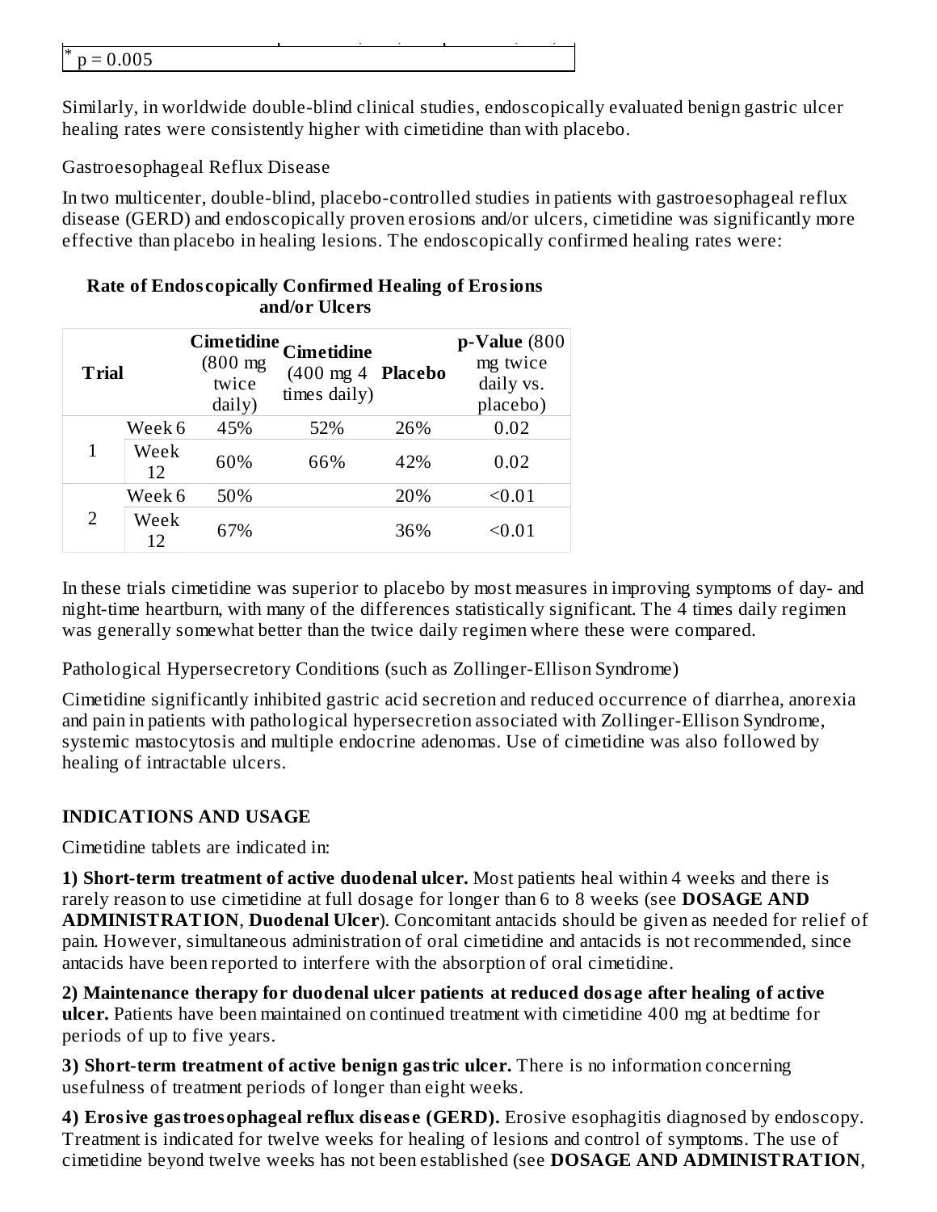| * $p = 0.005$ |
|---|

Similarly, in worldwide double-blind clinical studies, endoscopically evaluated benign gastric ulcer healing rates were consistently higher with cimetidine than with placebo.

Gastroesophageal Reflux Disease

In two multicenter, double-blind, placebo-controlled studies in patients with gastroesophageal reflux disease (GERD) and endoscopically proven erosions and/or ulcers, cimetidine was significantly more effective than placebo in healing lesions. The endoscopically confirmed healing rates were:

**Rate of Endoscopically Confirmed Healing of Erosions and/or Ulcers**

| **Trial** | | **Cimetidine** (800 mg twice daily) | **Cimetidine** (400 mg 4 times daily) | **Placebo** | **p-Value** (800 mg twice daily vs. placebo) |
|---|---|---|---|---|---|
| 1 | Week 6 | 45% | 52% | 26% | 0.02 |
| | Week 12 | 60% | 66% | 42% | 0.02 |
| 2 | Week 6 | 50% | | 20% | <0.01 |
| | Week 12 | 67% | | 36% | <0.01 |

In these trials cimetidine was superior to placebo by most measures in improving symptoms of day- and night-time heartburn, with many of the differences statistically significant. The 4 times daily regimen was generally somewhat better than the twice daily regimen where these were compared.

Pathological Hypersecretory Conditions (such as Zollinger-Ellison Syndrome)

Cimetidine significantly inhibited gastric acid secretion and reduced occurrence of diarrhea, anorexia and pain in patients with pathological hypersecretion associated with Zollinger-Ellison Syndrome, systemic mastocytosis and multiple endocrine adenomas. Use of cimetidine was also followed by healing of intractable ulcers.

## INDICATIONS AND USAGE

Cimetidine tablets are indicated in:

**1) Short-term treatment of active duodenal ulcer.** Most patients heal within 4 weeks and there is rarely reason to use cimetidine at full dosage for longer than 6 to 8 weeks (see **DOSAGE AND ADMINISTRATION**, **Duodenal Ulcer**). Concomitant antacids should be given as needed for relief of pain. However, simultaneous administration of oral cimetidine and antacids is not recommended, since antacids have been reported to interfere with the absorption of oral cimetidine.

**2) Maintenance therapy for duodenal ulcer patients at reduced dosage after healing of active ulcer.** Patients have been maintained on continued treatment with cimetidine 400 mg at bedtime for periods of up to five years.

**3) Short-term treatment of active benign gastric ulcer.** There is no information concerning usefulness of treatment periods of longer than eight weeks.

**4) Erosive gastroesophageal reflux disease (GERD).** Erosive esophagitis diagnosed by endoscopy. Treatment is indicated for twelve weeks for healing of lesions and control of symptoms. The use of cimetidine beyond twelve weeks has not been established (see **DOSAGE AND ADMINISTRATION**,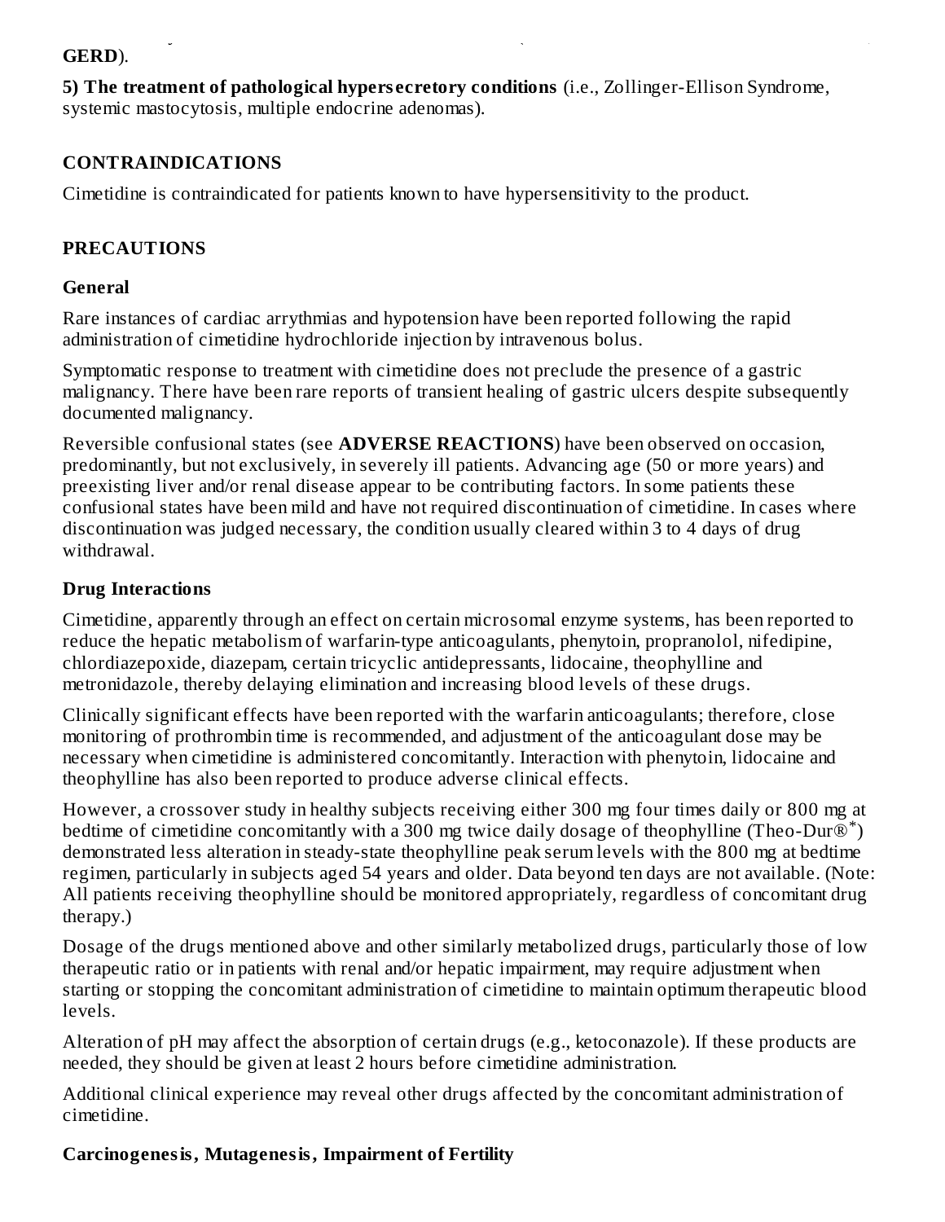**GERD**).

**5) The treatment of pathological hypersecretory conditions** (i.e., Zollinger-Ellison Syndrome, systemic mastocytosis, multiple endocrine adenomas).

## CONTRAINDICATIONS

Cimetidine is contraindicated for patients known to have hypersensitivity to the product.

## PRECAUTIONS

### General

Rare instances of cardiac arrythmias and hypotension have been reported following the rapid administration of cimetidine hydrochloride injection by intravenous bolus.

Symptomatic response to treatment with cimetidine does not preclude the presence of a gastric malignancy. There have been rare reports of transient healing of gastric ulcers despite subsequently documented malignancy.

Reversible confusional states (see **ADVERSE REACTIONS**) have been observed on occasion, predominantly, but not exclusively, in severely ill patients. Advancing age (50 or more years) and preexisting liver and/or renal disease appear to be contributing factors. In some patients these confusional states have been mild and have not required discontinuation of cimetidine. In cases where discontinuation was judged necessary, the condition usually cleared within 3 to 4 days of drug withdrawal.

### Drug Interactions

Cimetidine, apparently through an effect on certain microsomal enzyme systems, has been reported to reduce the hepatic metabolism of warfarin-type anticoagulants, phenytoin, propranolol, nifedipine, chlordiazepoxide, diazepam, certain tricyclic antidepressants, lidocaine, theophylline and metronidazole, thereby delaying elimination and increasing blood levels of these drugs.

Clinically significant effects have been reported with the warfarin anticoagulants; therefore, close monitoring of prothrombin time is recommended, and adjustment of the anticoagulant dose may be necessary when cimetidine is administered concomitantly. Interaction with phenytoin, lidocaine and theophylline has also been reported to produce adverse clinical effects.

However, a crossover study in healthy subjects receiving either 300 mg four times daily or 800 mg at bedtime of cimetidine concomitantly with a 300 mg twice daily dosage of theophylline (Theo-Dur®*) demonstrated less alteration in steady-state theophylline peak serum levels with the 800 mg at bedtime regimen, particularly in subjects aged 54 years and older. Data beyond ten days are not available. (Note: All patients receiving theophylline should be monitored appropriately, regardless of concomitant drug therapy.)

Dosage of the drugs mentioned above and other similarly metabolized drugs, particularly those of low therapeutic ratio or in patients with renal and/or hepatic impairment, may require adjustment when starting or stopping the concomitant administration of cimetidine to maintain optimum therapeutic blood levels.

Alteration of pH may affect the absorption of certain drugs (e.g., ketoconazole). If these products are needed, they should be given at least 2 hours before cimetidine administration.

Additional clinical experience may reveal other drugs affected by the concomitant administration of cimetidine.

### Carcinogenesis, Mutagenesis, Impairment of Fertility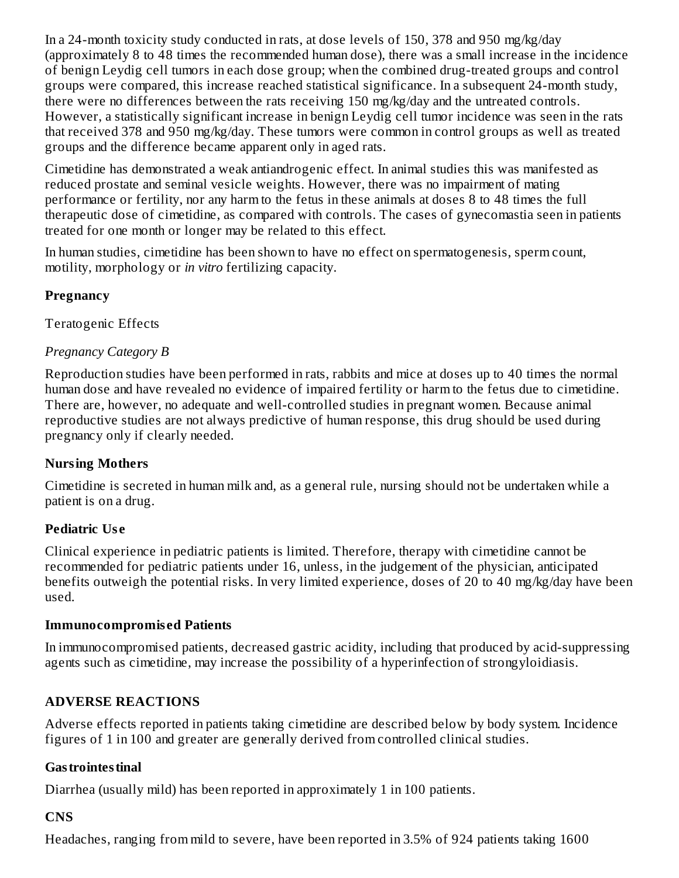In a 24-month toxicity study conducted in rats, at dose levels of 150, 378 and 950 mg/kg/day (approximately 8 to 48 times the recommended human dose), there was a small increase in the incidence of benign Leydig cell tumors in each dose group; when the combined drug-treated groups and control groups were compared, this increase reached statistical significance. In a subsequent 24-month study, there were no differences between the rats receiving 150 mg/kg/day and the untreated controls. However, a statistically significant increase in benign Leydig cell tumor incidence was seen in the rats that received 378 and 950 mg/kg/day. These tumors were common in control groups as well as treated groups and the difference became apparent only in aged rats.

Cimetidine has demonstrated a weak antiandrogenic effect. In animal studies this was manifested as reduced prostate and seminal vesicle weights. However, there was no impairment of mating performance or fertility, nor any harm to the fetus in these animals at doses 8 to 48 times the full therapeutic dose of cimetidine, as compared with controls. The cases of gynecomastia seen in patients treated for one month or longer may be related to this effect.

In human studies, cimetidine has been shown to have no effect on spermatogenesis, sperm count, motility, morphology or *in vitro* fertilizing capacity.

### Pregnancy

Teratogenic Effects

*Pregnancy Category B*

Reproduction studies have been performed in rats, rabbits and mice at doses up to 40 times the normal human dose and have revealed no evidence of impaired fertility or harm to the fetus due to cimetidine. There are, however, no adequate and well-controlled studies in pregnant women. Because animal reproductive studies are not always predictive of human response, this drug should be used during pregnancy only if clearly needed.

### Nursing Mothers

Cimetidine is secreted in human milk and, as a general rule, nursing should not be undertaken while a patient is on a drug.

### Pediatric Use

Clinical experience in pediatric patients is limited. Therefore, therapy with cimetidine cannot be recommended for pediatric patients under 16, unless, in the judgement of the physician, anticipated benefits outweigh the potential risks. In very limited experience, doses of 20 to 40 mg/kg/day have been used.

### Immunocompromised Patients

In immunocompromised patients, decreased gastric acidity, including that produced by acid-suppressing agents such as cimetidine, may increase the possibility of a hyperinfection of strongyloidiasis.

## ADVERSE REACTIONS

Adverse effects reported in patients taking cimetidine are described below by body system. Incidence figures of 1 in 100 and greater are generally derived from controlled clinical studies.

### Gastrointestinal

Diarrhea (usually mild) has been reported in approximately 1 in 100 patients.

### CNS

Headaches, ranging from mild to severe, have been reported in 3.5% of 924 patients taking 1600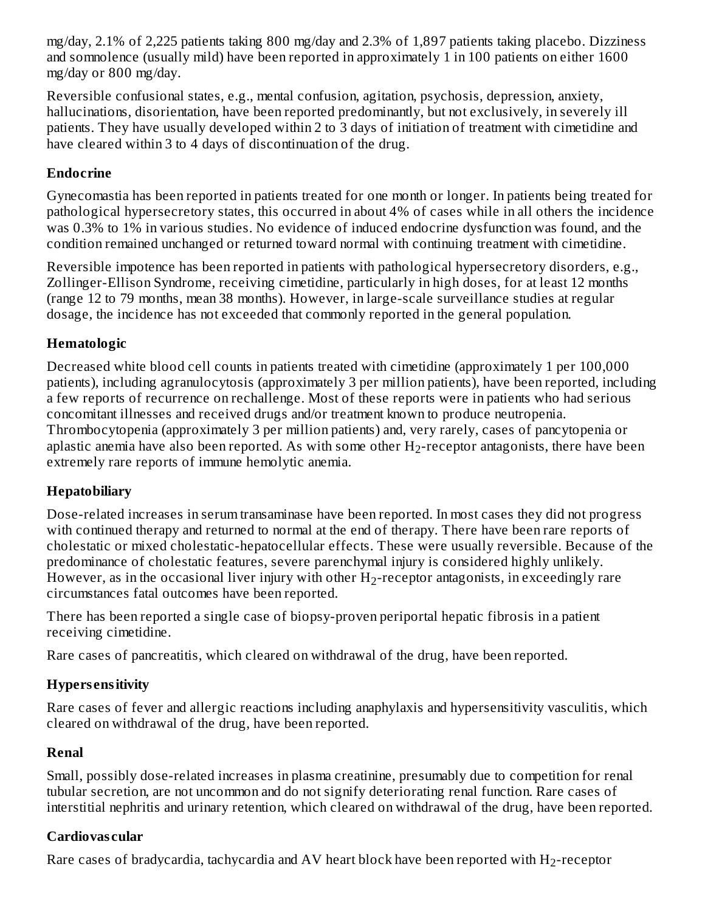mg/day, 2.1% of 2,225 patients taking 800 mg/day and 2.3% of 1,897 patients taking placebo. Dizziness and somnolence (usually mild) have been reported in approximately 1 in 100 patients on either 1600 mg/day or 800 mg/day.

Reversible confusional states, e.g., mental confusion, agitation, psychosis, depression, anxiety, hallucinations, disorientation, have been reported predominantly, but not exclusively, in severely ill patients. They have usually developed within 2 to 3 days of initiation of treatment with cimetidine and have cleared within 3 to 4 days of discontinuation of the drug.

**Endocrine**

Gynecomastia has been reported in patients treated for one month or longer. In patients being treated for pathological hypersecretory states, this occurred in about 4% of cases while in all others the incidence was 0.3% to 1% in various studies. No evidence of induced endocrine dysfunction was found, and the condition remained unchanged or returned toward normal with continuing treatment with cimetidine.

Reversible impotence has been reported in patients with pathological hypersecretory disorders, e.g., Zollinger-Ellison Syndrome, receiving cimetidine, particularly in high doses, for at least 12 months (range 12 to 79 months, mean 38 months). However, in large-scale surveillance studies at regular dosage, the incidence has not exceeded that commonly reported in the general population.

**Hematologic**

Decreased white blood cell counts in patients treated with cimetidine (approximately 1 per 100,000 patients), including agranulocytosis (approximately 3 per million patients), have been reported, including a few reports of recurrence on rechallenge. Most of these reports were in patients who had serious concomitant illnesses and received drugs and/or treatment known to produce neutropenia. Thrombocytopenia (approximately 3 per million patients) and, very rarely, cases of pancytopenia or aplastic anemia have also been reported. As with some other $H_2$-receptor antagonists, there have been extremely rare reports of immune hemolytic anemia.

**Hepatobiliary**

Dose-related increases in serum transaminase have been reported. In most cases they did not progress with continued therapy and returned to normal at the end of therapy. There have been rare reports of cholestatic or mixed cholestatic-hepatocellular effects. These were usually reversible. Because of the predominance of cholestatic features, severe parenchymal injury is considered highly unlikely. However, as in the occasional liver injury with other $H_2$-receptor antagonists, in exceedingly rare circumstances fatal outcomes have been reported.

There has been reported a single case of biopsy-proven periportal hepatic fibrosis in a patient receiving cimetidine.

Rare cases of pancreatitis, which cleared on withdrawal of the drug, have been reported.

**Hypersensitivity**

Rare cases of fever and allergic reactions including anaphylaxis and hypersensitivity vasculitis, which cleared on withdrawal of the drug, have been reported.

**Renal**

Small, possibly dose-related increases in plasma creatinine, presumably due to competition for renal tubular secretion, are not uncommon and do not signify deteriorating renal function. Rare cases of interstitial nephritis and urinary retention, which cleared on withdrawal of the drug, have been reported.

**Cardiovascular**

Rare cases of bradycardia, tachycardia and AV heart block have been reported with $H_2$-receptor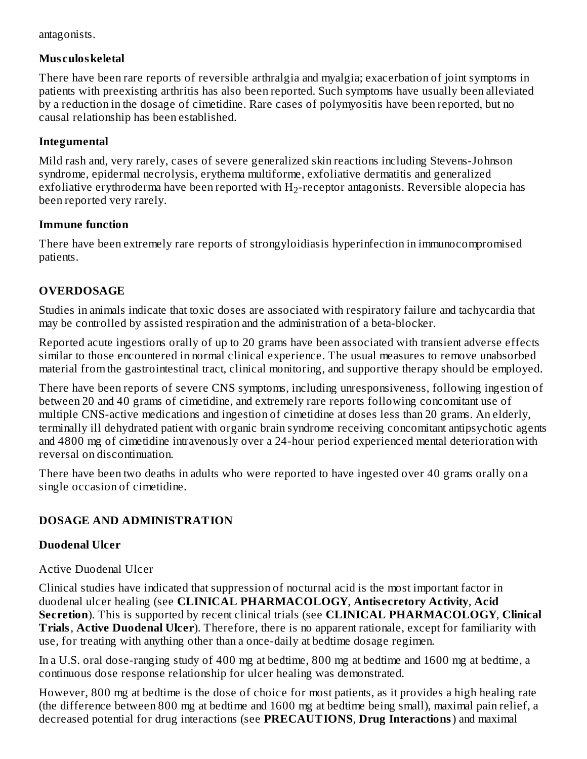antagonists.

**Musculoskeletal**

There have been rare reports of reversible arthralgia and myalgia; exacerbation of joint symptoms in patients with preexisting arthritis has also been reported. Such symptoms have usually been alleviated by a reduction in the dosage of cimetidine. Rare cases of polymyositis have been reported, but no causal relationship has been established.

**Integumental**

Mild rash and, very rarely, cases of severe generalized skin reactions including Stevens-Johnson syndrome, epidermal necrolysis, erythema multiforme, exfoliative dermatitis and generalized exfoliative erythroderma have been reported with $H_2$-receptor antagonists. Reversible alopecia has been reported very rarely.

**Immune function**

There have been extremely rare reports of strongyloidiasis hyperinfection in immunocompromised patients.

## OVERDOSAGE

Studies in animals indicate that toxic doses are associated with respiratory failure and tachycardia that may be controlled by assisted respiration and the administration of a beta-blocker.

Reported acute ingestions orally of up to 20 grams have been associated with transient adverse effects similar to those encountered in normal clinical experience. The usual measures to remove unabsorbed material from the gastrointestinal tract, clinical monitoring, and supportive therapy should be employed.

There have been reports of severe CNS symptoms, including unresponsiveness, following ingestion of between 20 and 40 grams of cimetidine, and extremely rare reports following concomitant use of multiple CNS-active medications and ingestion of cimetidine at doses less than 20 grams. An elderly, terminally ill dehydrated patient with organic brain syndrome receiving concomitant antipsychotic agents and 4800 mg of cimetidine intravenously over a 24-hour period experienced mental deterioration with reversal on discontinuation.

There have been two deaths in adults who were reported to have ingested over 40 grams orally on a single occasion of cimetidine.

## DOSAGE AND ADMINISTRATION

### Duodenal Ulcer

Active Duodenal Ulcer

Clinical studies have indicated that suppression of nocturnal acid is the most important factor in duodenal ulcer healing (see **CLINICAL PHARMACOLOGY**, **Antisecretory Activity**, **Acid Secretion**). This is supported by recent clinical trials (see **CLINICAL PHARMACOLOGY**, **Clinical Trials**, **Active Duodenal Ulcer**). Therefore, there is no apparent rationale, except for familiarity with use, for treating with anything other than a once-daily at bedtime dosage regimen.

In a U.S. oral dose-ranging study of 400 mg at bedtime, 800 mg at bedtime and 1600 mg at bedtime, a continuous dose response relationship for ulcer healing was demonstrated.

However, 800 mg at bedtime is the dose of choice for most patients, as it provides a high healing rate (the difference between 800 mg at bedtime and 1600 mg at bedtime being small), maximal pain relief, a decreased potential for drug interactions (see **PRECAUTIONS**, **Drug Interactions**) and maximal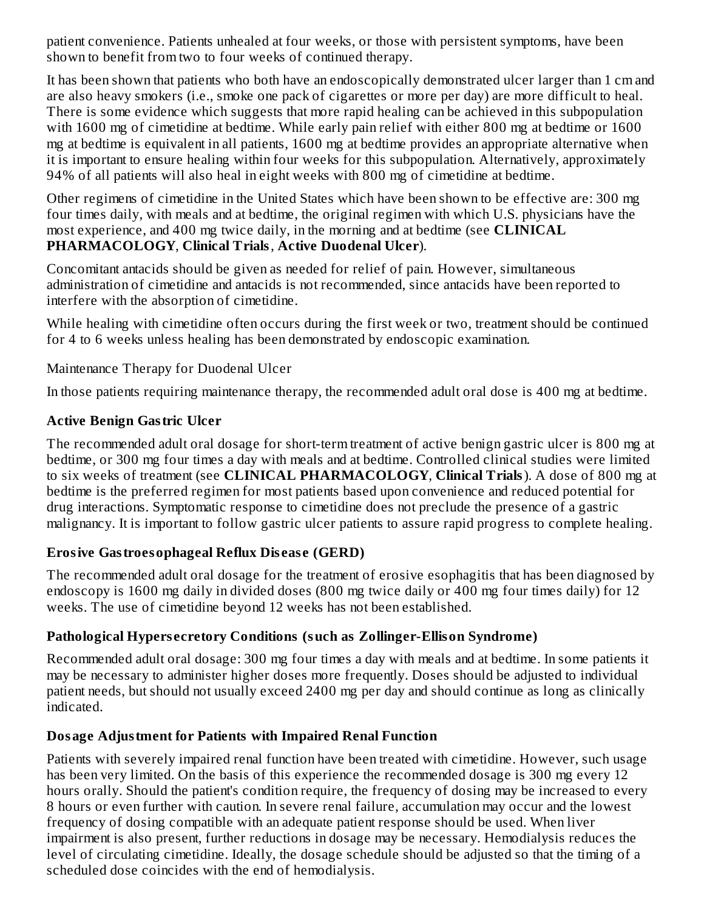patient convenience. Patients unhealed at four weeks, or those with persistent symptoms, have been shown to benefit from two to four weeks of continued therapy.

It has been shown that patients who both have an endoscopically demonstrated ulcer larger than 1 cm and are also heavy smokers (i.e., smoke one pack of cigarettes or more per day) are more difficult to heal. There is some evidence which suggests that more rapid healing can be achieved in this subpopulation with 1600 mg of cimetidine at bedtime. While early pain relief with either 800 mg at bedtime or 1600 mg at bedtime is equivalent in all patients, 1600 mg at bedtime provides an appropriate alternative when it is important to ensure healing within four weeks for this subpopulation. Alternatively, approximately 94% of all patients will also heal in eight weeks with 800 mg of cimetidine at bedtime.

Other regimens of cimetidine in the United States which have been shown to be effective are: 300 mg four times daily, with meals and at bedtime, the original regimen with which U.S. physicians have the most experience, and 400 mg twice daily, in the morning and at bedtime (see **CLINICAL PHARMACOLOGY**, **Clinical Trials**, **Active Duodenal Ulcer**).

Concomitant antacids should be given as needed for relief of pain. However, simultaneous administration of cimetidine and antacids is not recommended, since antacids have been reported to interfere with the absorption of cimetidine.

While healing with cimetidine often occurs during the first week or two, treatment should be continued for 4 to 6 weeks unless healing has been demonstrated by endoscopic examination.

Maintenance Therapy for Duodenal Ulcer

In those patients requiring maintenance therapy, the recommended adult oral dose is 400 mg at bedtime.

### Active Benign Gastric Ulcer

The recommended adult oral dosage for short-term treatment of active benign gastric ulcer is 800 mg at bedtime, or 300 mg four times a day with meals and at bedtime. Controlled clinical studies were limited to six weeks of treatment (see **CLINICAL PHARMACOLOGY**, **Clinical Trials**). A dose of 800 mg at bedtime is the preferred regimen for most patients based upon convenience and reduced potential for drug interactions. Symptomatic response to cimetidine does not preclude the presence of a gastric malignancy. It is important to follow gastric ulcer patients to assure rapid progress to complete healing.

### Erosive Gastroesophageal Reflux Disease (GERD)

The recommended adult oral dosage for the treatment of erosive esophagitis that has been diagnosed by endoscopy is 1600 mg daily in divided doses (800 mg twice daily or 400 mg four times daily) for 12 weeks. The use of cimetidine beyond 12 weeks has not been established.

### Pathological Hypersecretory Conditions (such as Zollinger-Ellison Syndrome)

Recommended adult oral dosage: 300 mg four times a day with meals and at bedtime. In some patients it may be necessary to administer higher doses more frequently. Doses should be adjusted to individual patient needs, but should not usually exceed 2400 mg per day and should continue as long as clinically indicated.

### Dosage Adjustment for Patients with Impaired Renal Function

Patients with severely impaired renal function have been treated with cimetidine. However, such usage has been very limited. On the basis of this experience the recommended dosage is 300 mg every 12 hours orally. Should the patient's condition require, the frequency of dosing may be increased to every 8 hours or even further with caution. In severe renal failure, accumulation may occur and the lowest frequency of dosing compatible with an adequate patient response should be used. When liver impairment is also present, further reductions in dosage may be necessary. Hemodialysis reduces the level of circulating cimetidine. Ideally, the dosage schedule should be adjusted so that the timing of a scheduled dose coincides with the end of hemodialysis.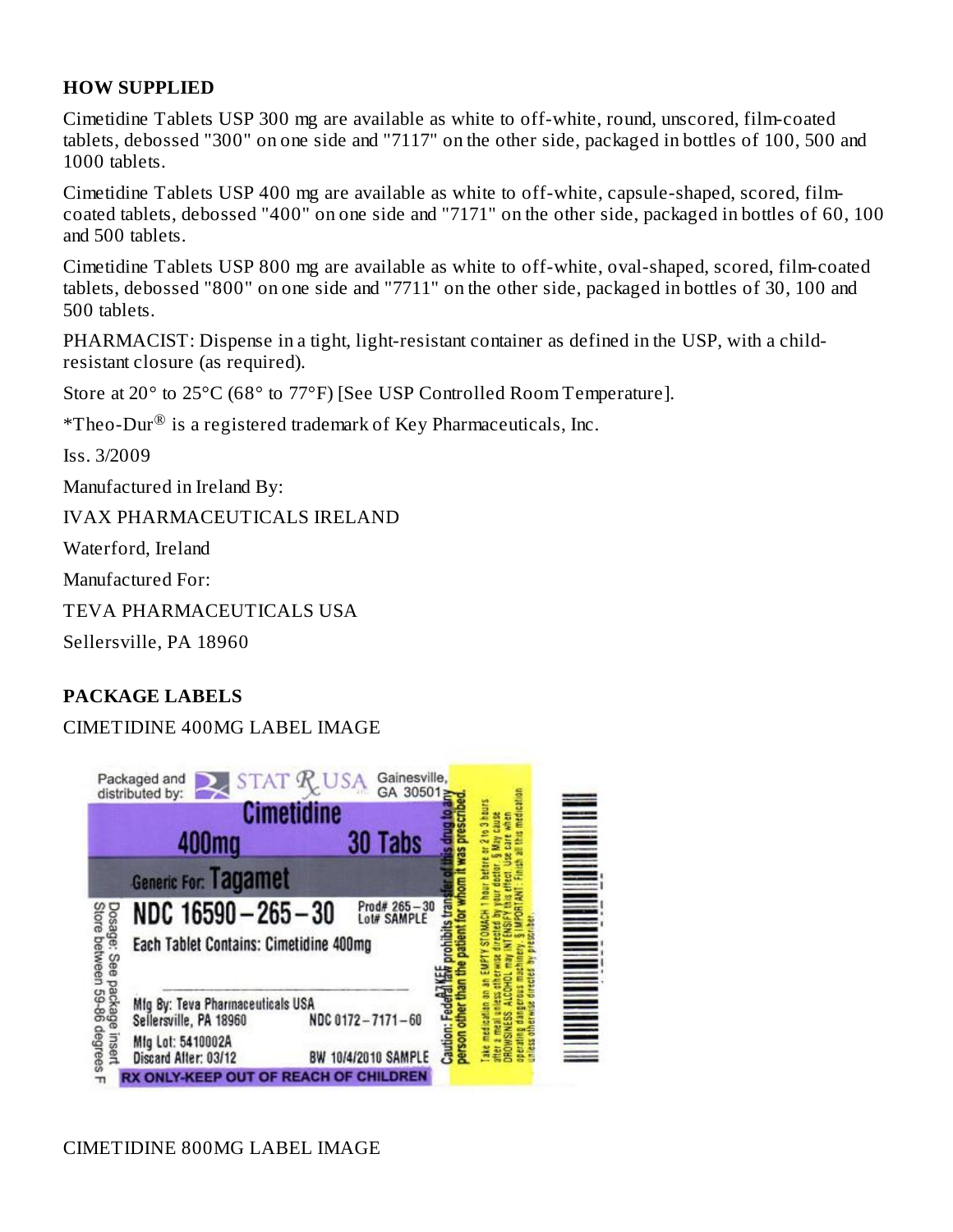## HOW SUPPLIED

Cimetidine Tablets USP 300 mg are available as white to off-white, round, unscored, film-coated tablets, debossed "300" on one side and "7117" on the other side, packaged in bottles of 100, 500 and 1000 tablets.

Cimetidine Tablets USP 400 mg are available as white to off-white, capsule-shaped, scored, film-coated tablets, debossed "400" on one side and "7171" on the other side, packaged in bottles of 60, 100 and 500 tablets.

Cimetidine Tablets USP 800 mg are available as white to off-white, oval-shaped, scored, film-coated tablets, debossed "800" on one side and "7711" on the other side, packaged in bottles of 30, 100 and 500 tablets.

PHARMACIST: Dispense in a tight, light-resistant container as defined in the USP, with a child-resistant closure (as required).

Store at 20° to 25°C (68° to 77°F) [See USP Controlled Room Temperature].

*Theo-Dur® is a registered trademark of Key Pharmaceuticals, Inc.

Iss. 3/2009

Manufactured in Ireland By:

IVAX PHARMACEUTICALS IRELAND

Waterford, Ireland

Manufactured For:

TEVA PHARMACEUTICALS USA

Sellersville, PA 18960

## PACKAGE LABELS

CIMETIDINE 400MG LABEL IMAGE

Packaged and distributed by: STAT Rx USA Gainesville, GA 30501

Cimetidine

400mg 30 Tabs

Generic For: Tagamet

NDC 16590–265–30

Prod# 265–30
Lot# SAMPLE

Each Tablet Contains: Cimetidine 400mg

Mfg By: Teva Pharmaceuticals USA
Sellersville, PA 18960 NDC 0172–7171–60

Mfg Lot: 5410002A
Discard After: 03/12 BW 10/4/2010 SAMPLE

RX ONLY-KEEP OUT OF REACH OF CHILDREN

Dosage: See package insert
Store between 59-86 degrees F

Caution: Federal law prohibits transfer of this drug to any person other than the patient for whom it was prescribed.

Take medication on an EMPTY STOMACH 1 hour before or 2 to 3 hours after a meal unless otherwise directed by your doctor. May cause DROWSINESS. ALCOHOL may INTENSIFY this effect. Use care when operating dangerous machinery. IMPORTANT: Finish all this medication unless otherwise directed by prescriber.

CIMETIDINE 800MG LABEL IMAGE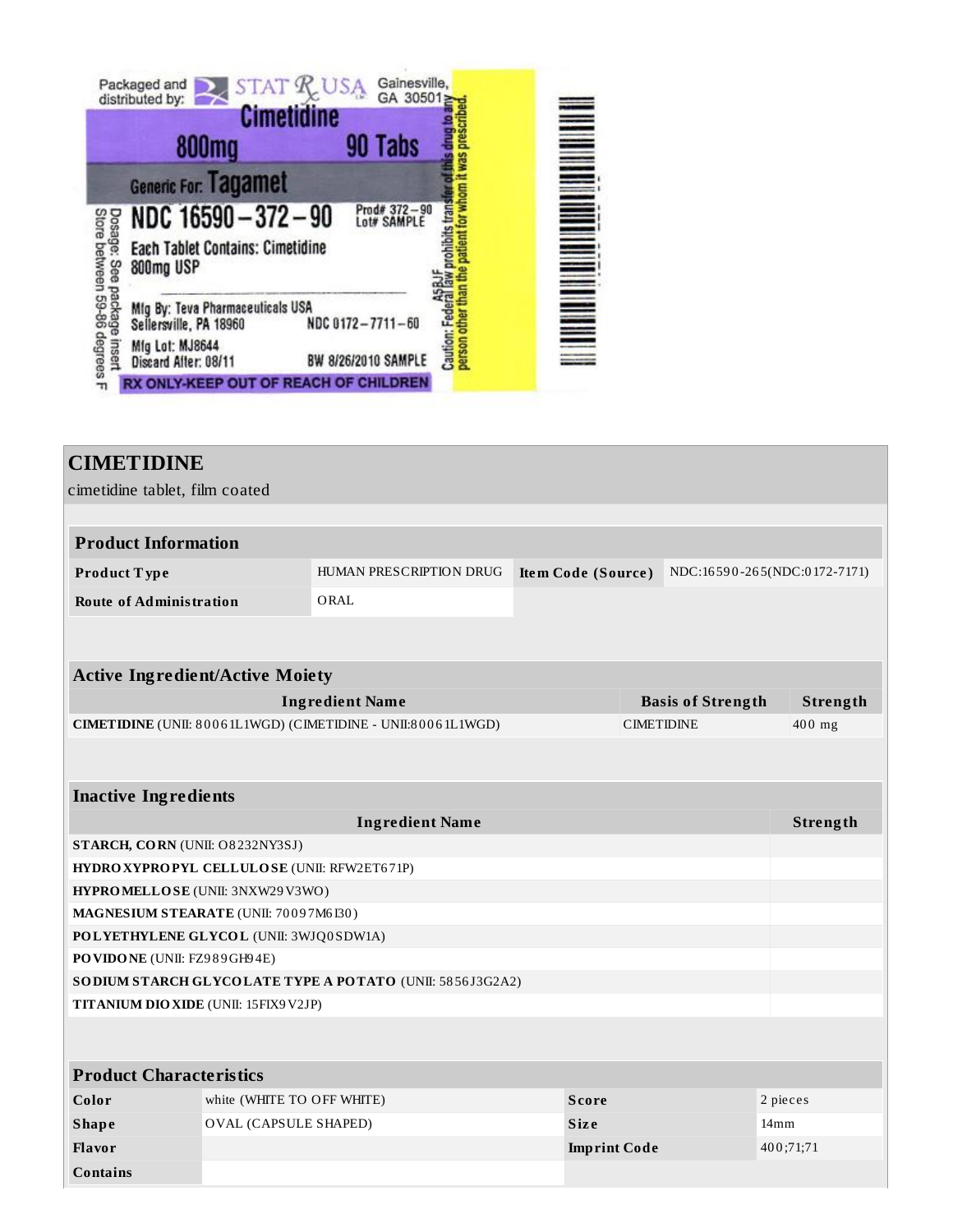Packaged and distributed by: STAT Rx USA Gainesville, GA 30501

**Cimetidine**

**800mg** **90 Tabs**

Generic For: **Tagamet**

**NDC 16590-372-90** Prod# 372-90 Lot# SAMPLE

Each Tablet Contains: Cimetidine 800mg USP

Mfg By: Teva Pharmaceuticals USA Sellersville, PA 18960 NDC 0172-7711-60

Mfg Lot: MJ8644

Discard After: 08/11 BW 8/26/2010 SAMPLE

RX ONLY-KEEP OUT OF REACH OF CHILDREN

Dosage: See package insert

Store between 59-86 degrees F

Caution: Federal law prohibits transfer of this drug to any person other than the patient for whom it was prescribed.

A5BJF

# CIMETIDINE

cimetidine tablet, film coated

| **Product Information** | | | |
|---|---|---|---|
| **Product Type** | HUMAN PRESCRIPTION DRUG | **Item Code (Source)** | NDC:16590-265(NDC:0172-7171) |
| **Route of Administration** | ORAL | | |

| **Active Ingredient/Active Moiety** | | |
|---|---|---|
| **Ingredient Name** | **Basis of Strength** | **Strength** |
| **CIMETIDINE** (UNII: 80061L1WGD) (CIMETIDINE - UNII:80061L1WGD) | CIMETIDINE | 400 mg |

| **Inactive Ingredients** | |
|---|---|
| **Ingredient Name** | **Strength** |
| **STARCH, CORN** (UNII: O8232NY3SJ) | |
| **HYDROXYPROPYL CELLULOSE** (UNII: RFW2ET671P) | |
| **HYPROMELLOSE** (UNII: 3NXW29V3WO) | |
| **MAGNESIUM STEARATE** (UNII: 70097M6I30) | |
| **POLYETHYLENE GLYCOL** (UNII: 3WJQ0SDW1A) | |
| **POVIDONE** (UNII: FZ989GH94E) | |
| **SODIUM STARCH GLYCOLATE TYPE A POTATO** (UNII: 5856J3G2A2) | |
| **TITANIUM DIOXIDE** (UNII: 15FIX9V2JP) | |

| **Product Characteristics** | | | |
|---|---|---|---|
| **Color** | white (WHITE TO OFF WHITE) | **Score** | 2 pieces |
| **Shape** | OVAL (CAPSULE SHAPED) | **Size** | 14mm |
| **Flavor** | | **Imprint Code** | 400;71;71 |
| **Contains** | | | |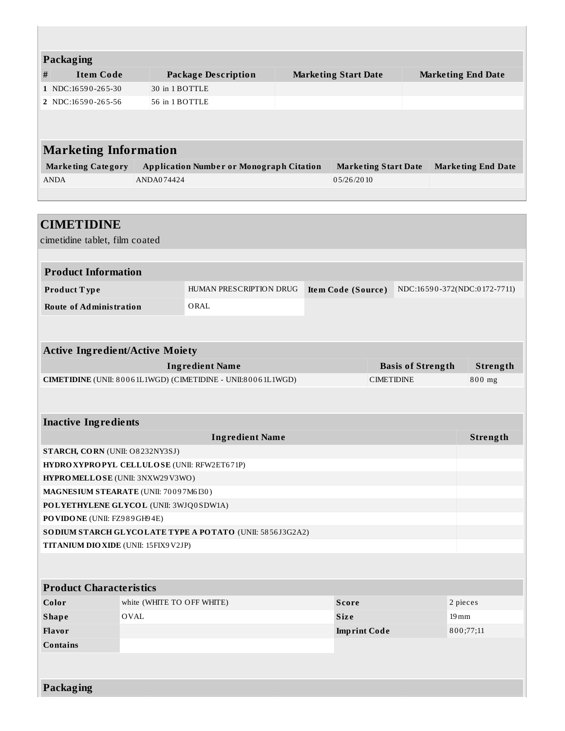## Packaging

| # | Item Code | Package Description | Marketing Start Date | Marketing End Date |
|---|---|---|---|---|
| 1 | NDC:16590-265-30 | 30 in 1 BOTTLE | | |
| 2 | NDC:16590-265-56 | 56 in 1 BOTTLE | | |

## Marketing Information

| Marketing Category | Application Number or Monograph Citation | Marketing Start Date | Marketing End Date |
|---|---|---|---|
| ANDA | ANDA074424 | 05/26/2010 | |

# CIMETIDINE

cimetidine tablet, film coated

## Product Information

| | | | |
|---|---|---|---|
| **Product Type** | HUMAN PRESCRIPTION DRUG | **Item Code (Source)** | NDC:16590-372(NDC:0172-7711) |
| **Route of Administration** | ORAL | | |

## Active Ingredient/Active Moiety

| Ingredient Name | Basis of Strength | Strength |
|---|---|---|
| **CIMETIDINE** (UNII: 80061L1WGD) (CIMETIDINE - UNII:80061L1WGD) | CIMETIDINE | 800 mg |

## Inactive Ingredients

| Ingredient Name | Strength |
|---|---|
| **STARCH, CORN** (UNII: O8232NY3SJ) | |
| **HYDROXYPROPYL CELLULOSE** (UNII: RFW2ET671P) | |
| **HYPROMELLOSE** (UNII: 3NXW29V3WO) | |
| **MAGNESIUM STEARATE** (UNII: 70097M6I30) | |
| **POLYETHYLENE GLYCOL** (UNII: 3WJQ0SDW1A) | |
| **POVIDONE** (UNII: FZ989GH94E) | |
| **SODIUM STARCH GLYCOLATE TYPE A POTATO** (UNII: 5856J3G2A2) | |
| **TITANIUM DIOXIDE** (UNII: 15FIX9V2JP) | |

## Product Characteristics

| | | | |
|---|---|---|---|
| **Color** | white (WHITE TO OFF WHITE) | **Score** | 2 pieces |
| **Shape** | OVAL | **Size** | 19mm |
| **Flavor** | | **Imprint Code** | 800;77;11 |
| **Contains** | | | |

## Packaging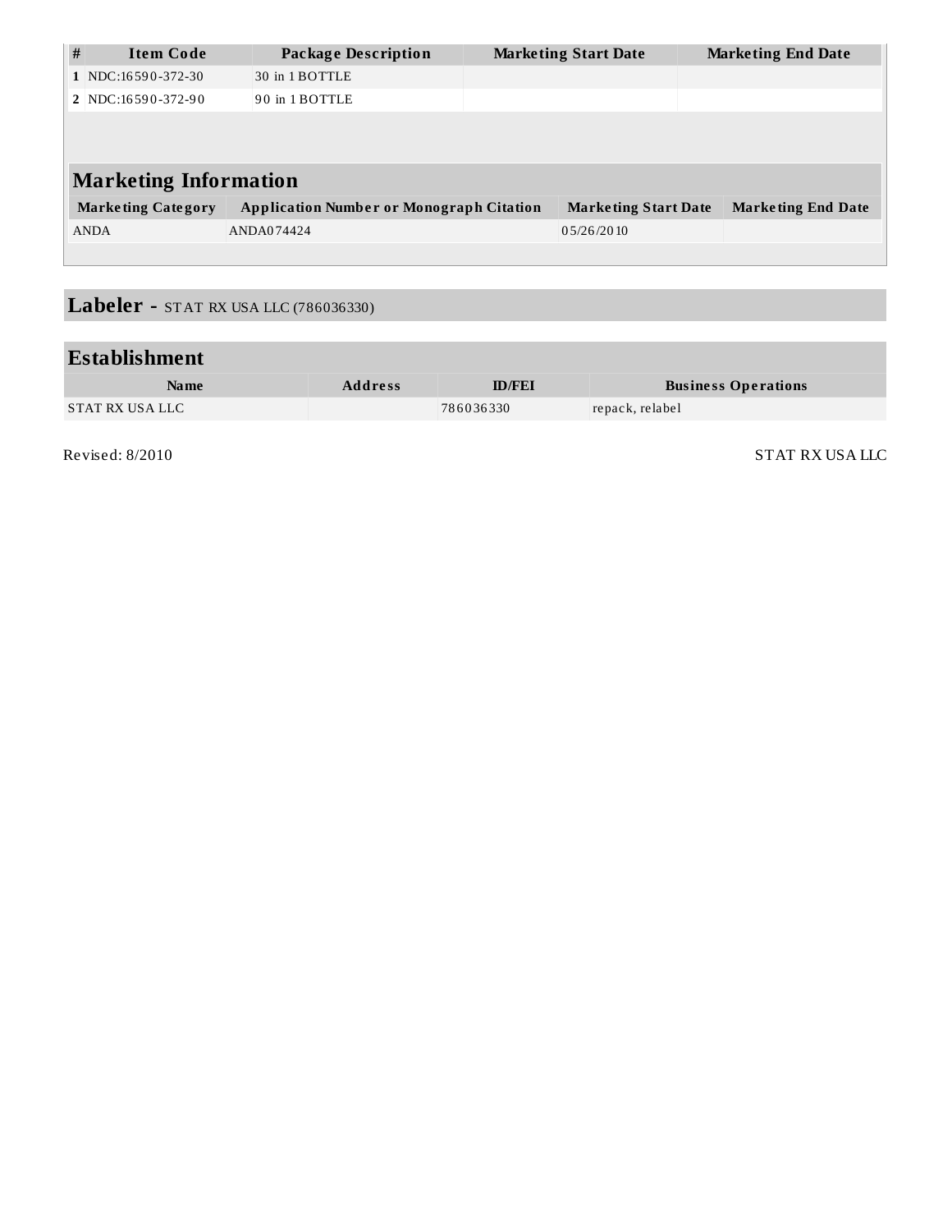| # | Item Code | Package Description | Marketing Start Date | Marketing End Date |
|---|---|---|---|---|
| 1 | NDC:16590-372-30 | 30 in 1 BOTTLE | | |
| 2 | NDC:16590-372-90 | 90 in 1 BOTTLE | | |

## Marketing Information

| Marketing Category | Application Number or Monograph Citation | Marketing Start Date | Marketing End Date |
|---|---|---|---|
| ANDA | ANDA074424 | 05/26/2010 | |

## Labeler - STAT RX USA LLC (786036330)

## Establishment

| Name | Address | ID/FEI | Business Operations |
|---|---|---|---|
| STAT RX USA LLC | | 786036330 | repack, relabel |

Revised: 8/2010

STAT RX USA LLC